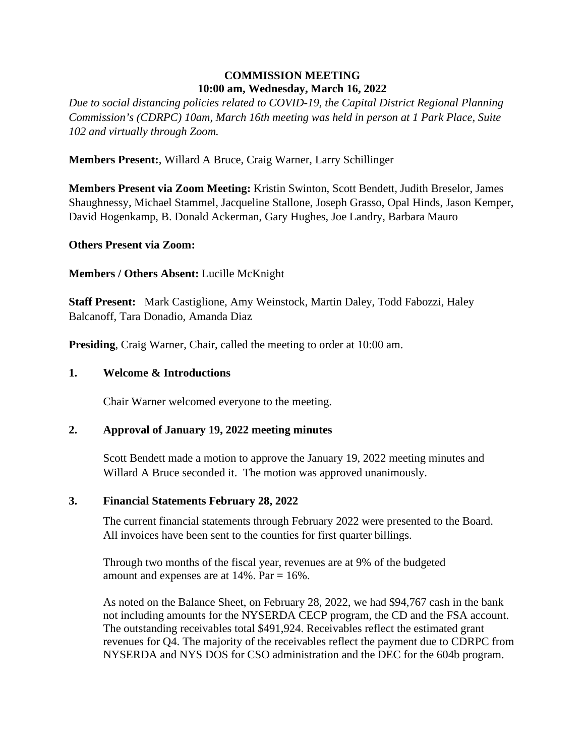**COMMISSION MEETING**
**10:00 am, Wednesday, March 16, 2022**

*Due to social distancing policies related to COVID-19, the Capital District Regional Planning Commission's (CDRPC) 10am, March 16th meeting was held in person at 1 Park Place, Suite 102 and virtually through Zoom.*

**Members Present:**, Willard A Bruce, Craig Warner, Larry Schillinger

**Members Present via Zoom Meeting:** Kristin Swinton, Scott Bendett, Judith Breselor, James Shaughnessy, Michael Stammel, Jacqueline Stallone, Joseph Grasso, Opal Hinds, Jason Kemper, David Hogenkamp, B. Donald Ackerman, Gary Hughes, Joe Landry, Barbara Mauro

**Others Present via Zoom:**

**Members / Others Absent:** Lucille McKnight

**Staff Present:** Mark Castiglione, Amy Weinstock, Martin Daley, Todd Fabozzi, Haley Balcanoff, Tara Donadio, Amanda Diaz

**Presiding**, Craig Warner, Chair, called the meeting to order at 10:00 am.

## 1. Welcome & Introductions

Chair Warner welcomed everyone to the meeting.

## 2. Approval of January 19, 2022 meeting minutes

Scott Bendett made a motion to approve the January 19, 2022 meeting minutes and Willard A Bruce seconded it. The motion was approved unanimously.

## 3. Financial Statements February 28, 2022

The current financial statements through February 2022 were presented to the Board. All invoices have been sent to the counties for first quarter billings.

Through two months of the fiscal year, revenues are at 9% of the budgeted amount and expenses are at 14%. Par = 16%.

As noted on the Balance Sheet, on February 28, 2022, we had $94,767 cash in the bank not including amounts for the NYSERDA CECP program, the CD and the FSA account. The outstanding receivables total $491,924. Receivables reflect the estimated grant revenues for Q4. The majority of the receivables reflect the payment due to CDRPC from NYSERDA and NYS DOS for CSO administration and the DEC for the 604b program.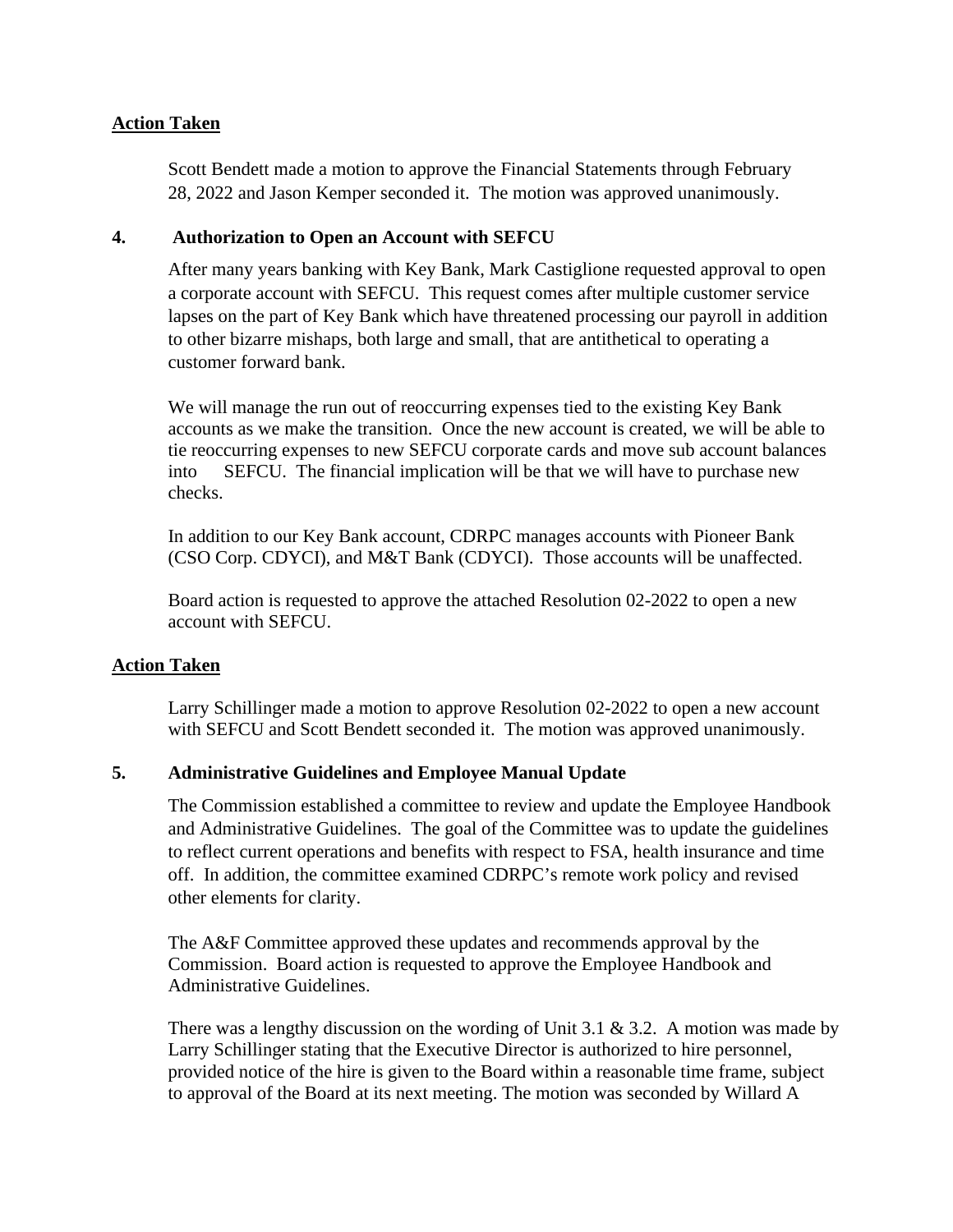**Action Taken**

Scott Bendett made a motion to approve the Financial Statements through February 28, 2022 and Jason Kemper seconded it. The motion was approved unanimously.

## 4. Authorization to Open an Account with SEFCU

After many years banking with Key Bank, Mark Castiglione requested approval to open a corporate account with SEFCU. This request comes after multiple customer service lapses on the part of Key Bank which have threatened processing our payroll in addition to other bizarre mishaps, both large and small, that are antithetical to operating a customer forward bank.

We will manage the run out of reoccurring expenses tied to the existing Key Bank accounts as we make the transition. Once the new account is created, we will be able to tie reoccurring expenses to new SEFCU corporate cards and move sub account balances into SEFCU. The financial implication will be that we will have to purchase new checks.

In addition to our Key Bank account, CDRPC manages accounts with Pioneer Bank (CSO Corp. CDYCI), and M&T Bank (CDYCI). Those accounts will be unaffected.

Board action is requested to approve the attached Resolution 02-2022 to open a new account with SEFCU.

**Action Taken**

Larry Schillinger made a motion to approve Resolution 02-2022 to open a new account with SEFCU and Scott Bendett seconded it. The motion was approved unanimously.

## 5. Administrative Guidelines and Employee Manual Update

The Commission established a committee to review and update the Employee Handbook and Administrative Guidelines. The goal of the Committee was to update the guidelines to reflect current operations and benefits with respect to FSA, health insurance and time off. In addition, the committee examined CDRPC's remote work policy and revised other elements for clarity.

The A&F Committee approved these updates and recommends approval by the Commission. Board action is requested to approve the Employee Handbook and Administrative Guidelines.

There was a lengthy discussion on the wording of Unit 3.1 & 3.2. A motion was made by Larry Schillinger stating that the Executive Director is authorized to hire personnel, provided notice of the hire is given to the Board within a reasonable time frame, subject to approval of the Board at its next meeting. The motion was seconded by Willard A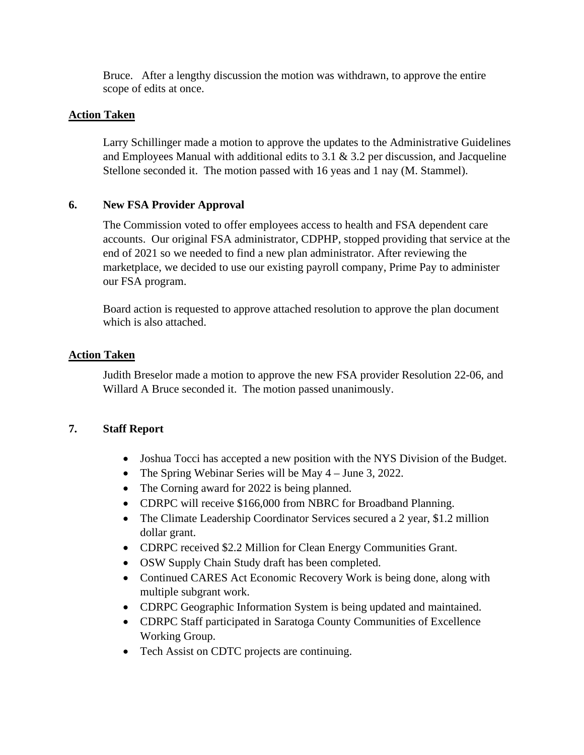Bruce. After a lengthy discussion the motion was withdrawn, to approve the entire scope of edits at once.

**Action Taken**

Larry Schillinger made a motion to approve the updates to the Administrative Guidelines and Employees Manual with additional edits to 3.1 & 3.2 per discussion, and Jacqueline Stellone seconded it. The motion passed with 16 yeas and 1 nay (M. Stammel).

## 6. New FSA Provider Approval

The Commission voted to offer employees access to health and FSA dependent care accounts. Our original FSA administrator, CDPHP, stopped providing that service at the end of 2021 so we needed to find a new plan administrator. After reviewing the marketplace, we decided to use our existing payroll company, Prime Pay to administer our FSA program.

Board action is requested to approve attached resolution to approve the plan document which is also attached.

**Action Taken**

Judith Breselor made a motion to approve the new FSA provider Resolution 22-06, and Willard A Bruce seconded it. The motion passed unanimously.

## 7. Staff Report

- Joshua Tocci has accepted a new position with the NYS Division of the Budget.
- The Spring Webinar Series will be May 4 – June 3, 2022.
- The Corning award for 2022 is being planned.
- CDRPC will receive $166,000 from NBRC for Broadband Planning.
- The Climate Leadership Coordinator Services secured a 2 year, $1.2 million dollar grant.
- CDRPC received $2.2 Million for Clean Energy Communities Grant.
- OSW Supply Chain Study draft has been completed.
- Continued CARES Act Economic Recovery Work is being done, along with multiple subgrant work.
- CDRPC Geographic Information System is being updated and maintained.
- CDRPC Staff participated in Saratoga County Communities of Excellence Working Group.
- Tech Assist on CDTC projects are continuing.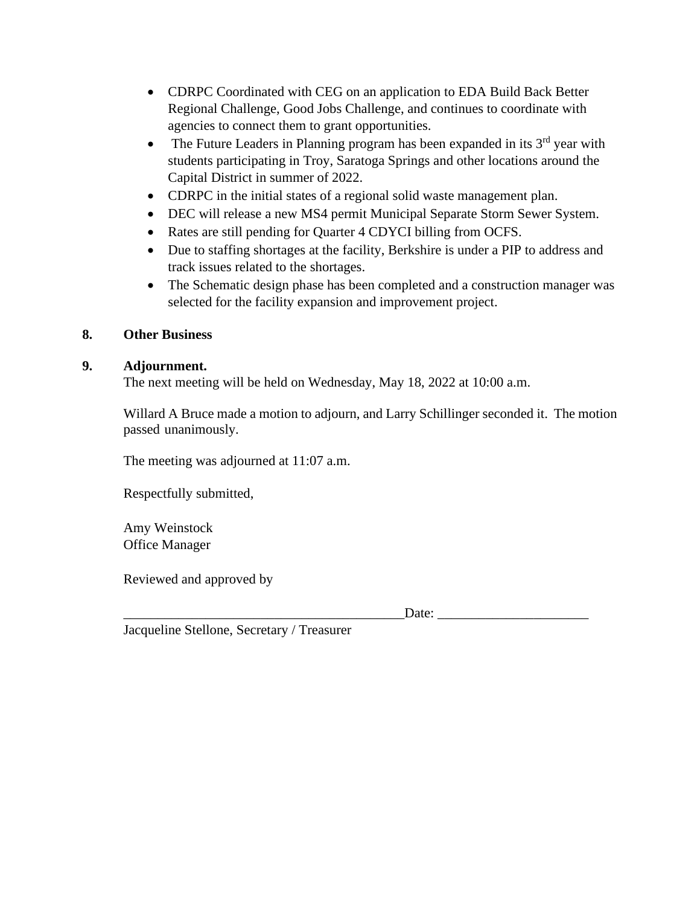- CDRPC Coordinated with CEG on an application to EDA Build Back Better Regional Challenge, Good Jobs Challenge, and continues to coordinate with agencies to connect them to grant opportunities.
- The Future Leaders in Planning program has been expanded in its 3rd year with students participating in Troy, Saratoga Springs and other locations around the Capital District in summer of 2022.
- CDRPC in the initial states of a regional solid waste management plan.
- DEC will release a new MS4 permit Municipal Separate Storm Sewer System.
- Rates are still pending for Quarter 4 CDYCI billing from OCFS.
- Due to staffing shortages at the facility, Berkshire is under a PIP to address and track issues related to the shortages.
- The Schematic design phase has been completed and a construction manager was selected for the facility expansion and improvement project.

**8. Other Business**

**9. Adjournment.**

The next meeting will be held on Wednesday, May 18, 2022 at 10:00 a.m.

Willard A Bruce made a motion to adjourn, and Larry Schillinger seconded it. The motion passed unanimously.

The meeting was adjourned at 11:07 a.m.

Respectfully submitted,

Amy Weinstock
Office Manager

Reviewed and approved by

_________________________________________Date: ______________________
Jacqueline Stellone, Secretary / Treasurer